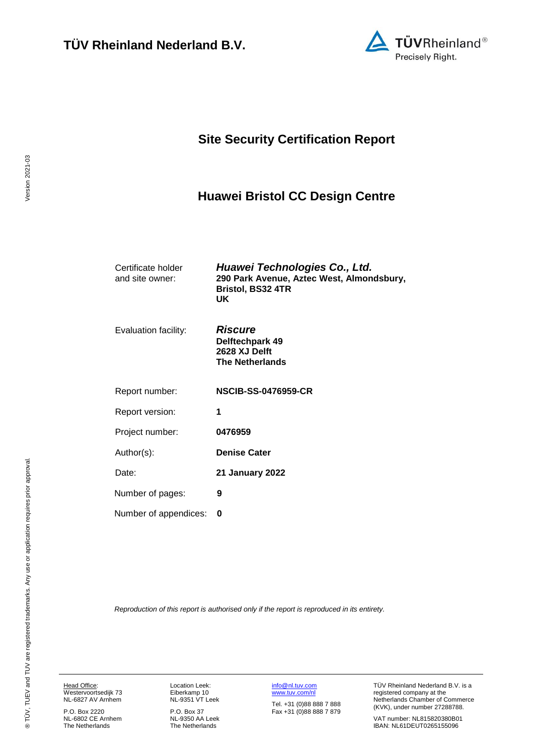**TÜV Rheinland Nederland B.V.**

# Site Security Certification Report

# Huawei Bristol CC Design Centre

| | |
|---|---|
| Certificate holder and site owner: | ***Huawei Technologies Co., Ltd.*** **290 Park Avenue, Aztec West, Almondsbury, Bristol, BS32 4TR UK** |
| Evaluation facility: | ***Riscure*** **Delftechpark 49 2628 XJ Delft The Netherlands** |
| Report number: | **NSCIB-SS-0476959-CR** |
| Report version: | **1** |
| Project number: | **0476959** |
| Author(s): | **Denise Cater** |
| Date: | **21 January 2022** |
| Number of pages: | **9** |
| Number of appendices: | **0** |

*Reproduction of this report is authorised only if the report is reproduced in its entirety.*

Head Office:
Westervoortsedijk 73
NL-6827 AV Arnhem

P.O. Box 2220
NL-6802 CE Arnhem
The Netherlands

Location Leek:
Eiberkamp 10
NL-9351 VT Leek

P.O. Box 37
NL-9350 AA Leek
The Netherlands

info@nl.tuv.com
www.tuv.com/nl

Tel. +31 (0)88 888 7 888
Fax +31 (0)88 888 7 879

TÜV Rheinland Nederland B.V. is a registered company at the Netherlands Chamber of Commerce (KVK), under number 27288788.

VAT number: NL815820380B01
IBAN: NL61DEUT0265155096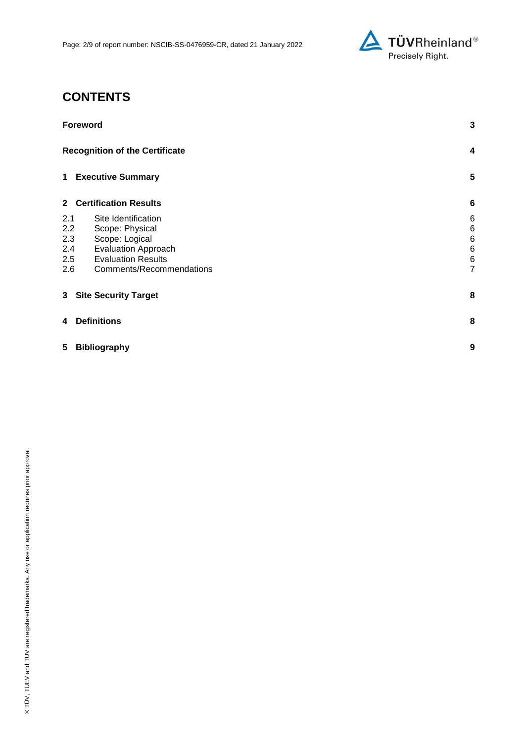# CONTENTS

| | | |
|---|---|---|
| **Foreword** | | **3** |
| **Recognition of the Certificate** | | **4** |
| **1** | **Executive Summary** | **5** |
| **2** | **Certification Results** | **6** |
| 2.1 | Site Identification | 6 |
| 2.2 | Scope: Physical | 6 |
| 2.3 | Scope: Logical | 6 |
| 2.4 | Evaluation Approach | 6 |
| 2.5 | Evaluation Results | 6 |
| 2.6 | Comments/Recommendations | 7 |
| **3** | **Site Security Target** | **8** |
| **4** | **Definitions** | **8** |
| **5** | **Bibliography** | **9** |

® TÜV, TUEV and TUV are registered trademarks. Any use or application requires prior approval.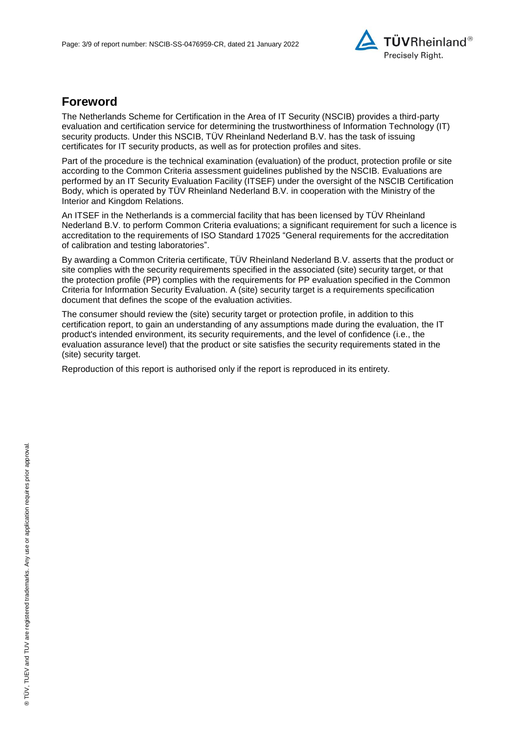## Foreword

The Netherlands Scheme for Certification in the Area of IT Security (NSCIB) provides a third-party evaluation and certification service for determining the trustworthiness of Information Technology (IT) security products. Under this NSCIB, TÜV Rheinland Nederland B.V. has the task of issuing certificates for IT security products, as well as for protection profiles and sites.

Part of the procedure is the technical examination (evaluation) of the product, protection profile or site according to the Common Criteria assessment guidelines published by the NSCIB. Evaluations are performed by an IT Security Evaluation Facility (ITSEF) under the oversight of the NSCIB Certification Body, which is operated by TÜV Rheinland Nederland B.V. in cooperation with the Ministry of the Interior and Kingdom Relations.

An ITSEF in the Netherlands is a commercial facility that has been licensed by TÜV Rheinland Nederland B.V. to perform Common Criteria evaluations; a significant requirement for such a licence is accreditation to the requirements of ISO Standard 17025 "General requirements for the accreditation of calibration and testing laboratories".

By awarding a Common Criteria certificate, TÜV Rheinland Nederland B.V. asserts that the product or site complies with the security requirements specified in the associated (site) security target, or that the protection profile (PP) complies with the requirements for PP evaluation specified in the Common Criteria for Information Security Evaluation. A (site) security target is a requirements specification document that defines the scope of the evaluation activities.

The consumer should review the (site) security target or protection profile, in addition to this certification report, to gain an understanding of any assumptions made during the evaluation, the IT product's intended environment, its security requirements, and the level of confidence (i.e., the evaluation assurance level) that the product or site satisfies the security requirements stated in the (site) security target.

Reproduction of this report is authorised only if the report is reproduced in its entirety.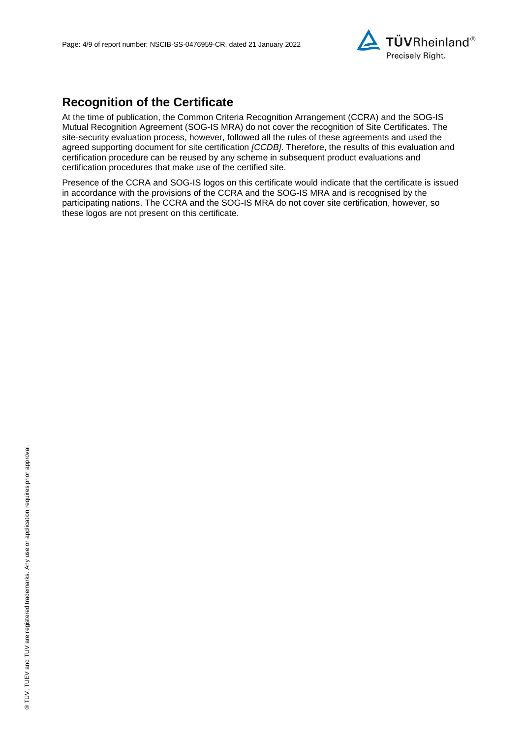## Recognition of the Certificate

At the time of publication, the Common Criteria Recognition Arrangement (CCRA) and the SOG-IS Mutual Recognition Agreement (SOG-IS MRA) do not cover the recognition of Site Certificates. The site-security evaluation process, however, followed all the rules of these agreements and used the agreed supporting document for site certification *[CCDB]*. Therefore, the results of this evaluation and certification procedure can be reused by any scheme in subsequent product evaluations and certification procedures that make use of the certified site.

Presence of the CCRA and SOG-IS logos on this certificate would indicate that the certificate is issued in accordance with the provisions of the CCRA and the SOG-IS MRA and is recognised by the participating nations. The CCRA and the SOG-IS MRA do not cover site certification, however, so these logos are not present on this certificate.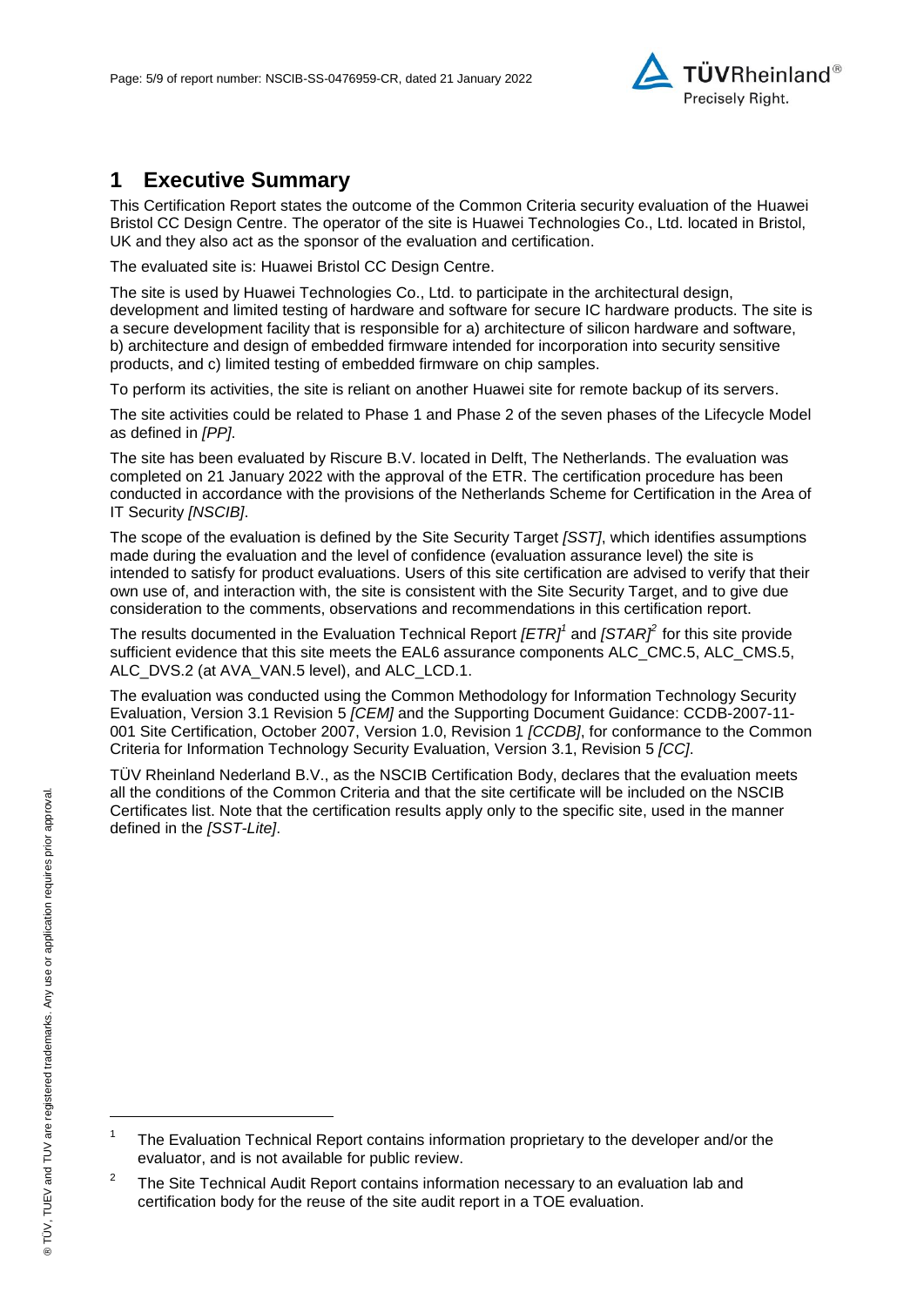# 1 Executive Summary

This Certification Report states the outcome of the Common Criteria security evaluation of the Huawei Bristol CC Design Centre. The operator of the site is Huawei Technologies Co., Ltd. located in Bristol, UK and they also act as the sponsor of the evaluation and certification.

The evaluated site is: Huawei Bristol CC Design Centre.

The site is used by Huawei Technologies Co., Ltd. to participate in the architectural design, development and limited testing of hardware and software for secure IC hardware products. The site is a secure development facility that is responsible for a) architecture of silicon hardware and software, b) architecture and design of embedded firmware intended for incorporation into security sensitive products, and c) limited testing of embedded firmware on chip samples.

To perform its activities, the site is reliant on another Huawei site for remote backup of its servers.

The site activities could be related to Phase 1 and Phase 2 of the seven phases of the Lifecycle Model as defined in *[PP]*.

The site has been evaluated by Riscure B.V. located in Delft, The Netherlands. The evaluation was completed on 21 January 2022 with the approval of the ETR. The certification procedure has been conducted in accordance with the provisions of the Netherlands Scheme for Certification in the Area of IT Security *[NSCIB]*.

The scope of the evaluation is defined by the Site Security Target *[SST]*, which identifies assumptions made during the evaluation and the level of confidence (evaluation assurance level) the site is intended to satisfy for product evaluations. Users of this site certification are advised to verify that their own use of, and interaction with, the site is consistent with the Site Security Target, and to give due consideration to the comments, observations and recommendations in this certification report.

The results documented in the Evaluation Technical Report *[ETR]*[1] and *[STAR]*[2] for this site provide sufficient evidence that this site meets the EAL6 assurance components ALC_CMC.5, ALC_CMS.5, ALC_DVS.2 (at AVA_VAN.5 level), and ALC_LCD.1.

The evaluation was conducted using the Common Methodology for Information Technology Security Evaluation, Version 3.1 Revision 5 *[CEM]* and the Supporting Document Guidance: CCDB-2007-11-001 Site Certification, October 2007, Version 1.0, Revision 1 *[CCDB]*, for conformance to the Common Criteria for Information Technology Security Evaluation, Version 3.1, Revision 5 *[CC]*.

TÜV Rheinland Nederland B.V., as the NSCIB Certification Body, declares that the evaluation meets all the conditions of the Common Criteria and that the site certificate will be included on the NSCIB Certificates list. Note that the certification results apply only to the specific site, used in the manner defined in the *[SST-Lite]*.

---

[1] The Evaluation Technical Report contains information proprietary to the developer and/or the evaluator, and is not available for public review.

[2] The Site Technical Audit Report contains information necessary to an evaluation lab and certification body for the reuse of the site audit report in a TOE evaluation.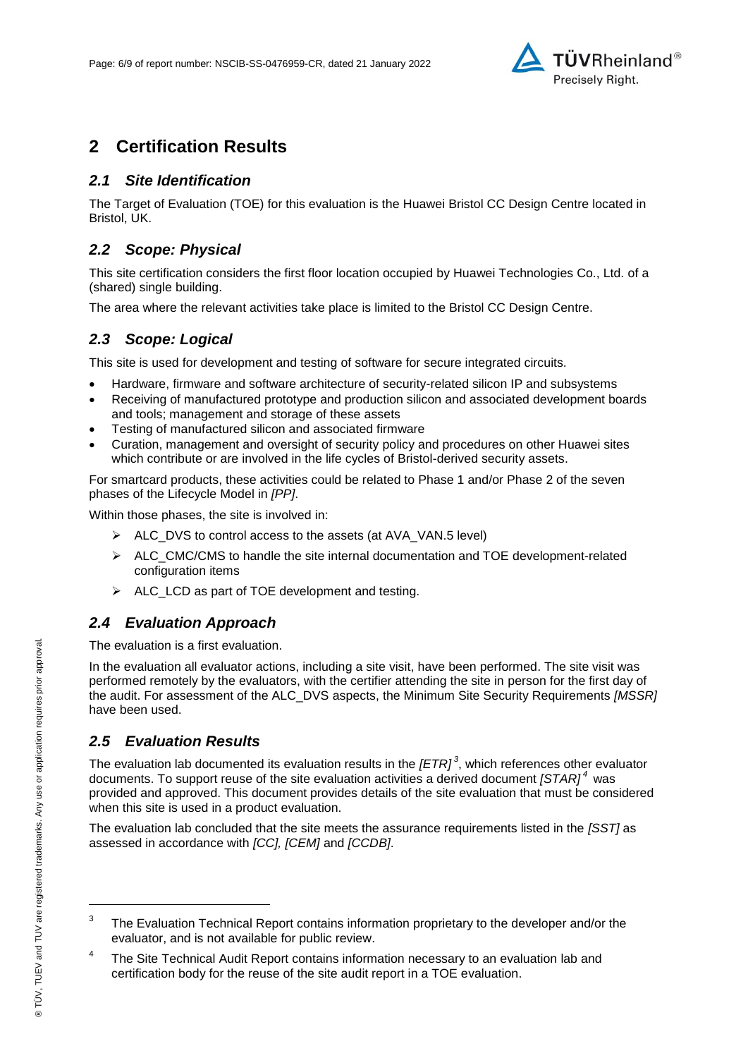# 2 Certification Results

## *2.1 Site Identification*

The Target of Evaluation (TOE) for this evaluation is the Huawei Bristol CC Design Centre located in Bristol, UK.

## *2.2 Scope: Physical*

This site certification considers the first floor location occupied by Huawei Technologies Co., Ltd. of a (shared) single building.

The area where the relevant activities take place is limited to the Bristol CC Design Centre.

## *2.3 Scope: Logical*

This site is used for development and testing of software for secure integrated circuits.

- Hardware, firmware and software architecture of security-related silicon IP and subsystems
- Receiving of manufactured prototype and production silicon and associated development boards and tools; management and storage of these assets
- Testing of manufactured silicon and associated firmware
- Curation, management and oversight of security policy and procedures on other Huawei sites which contribute or are involved in the life cycles of Bristol-derived security assets.

For smartcard products, these activities could be related to Phase 1 and/or Phase 2 of the seven phases of the Lifecycle Model in *[PP]*.

Within those phases, the site is involved in:

- ALC_DVS to control access to the assets (at AVA_VAN.5 level)
- ALC_CMC/CMS to handle the site internal documentation and TOE development-related configuration items
- ALC_LCD as part of TOE development and testing.

## *2.4 Evaluation Approach*

The evaluation is a first evaluation.

In the evaluation all evaluator actions, including a site visit, have been performed. The site visit was performed remotely by the evaluators, with the certifier attending the site in person for the first day of the audit. For assessment of the ALC_DVS aspects, the Minimum Site Security Requirements *[MSSR]* have been used.

## *2.5 Evaluation Results*

The evaluation lab documented its evaluation results in the *[ETR]* [3], which references other evaluator documents. To support reuse of the site evaluation activities a derived document *[STAR]* [4] was provided and approved. This document provides details of the site evaluation that must be considered when this site is used in a product evaluation.

The evaluation lab concluded that the site meets the assurance requirements listed in the *[SST]* as assessed in accordance with *[CC], [CEM]* and *[CCDB]*.

---

[3] The Evaluation Technical Report contains information proprietary to the developer and/or the evaluator, and is not available for public review.

[4] The Site Technical Audit Report contains information necessary to an evaluation lab and certification body for the reuse of the site audit report in a TOE evaluation.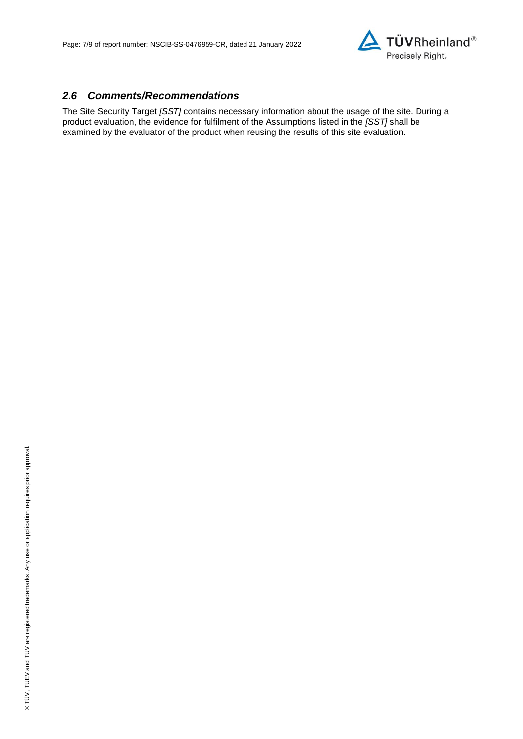## *2.6 Comments/Recommendations*

The Site Security Target *[SST]* contains necessary information about the usage of the site. During a product evaluation, the evidence for fulfilment of the Assumptions listed in the *[SST]* shall be examined by the evaluator of the product when reusing the results of this site evaluation.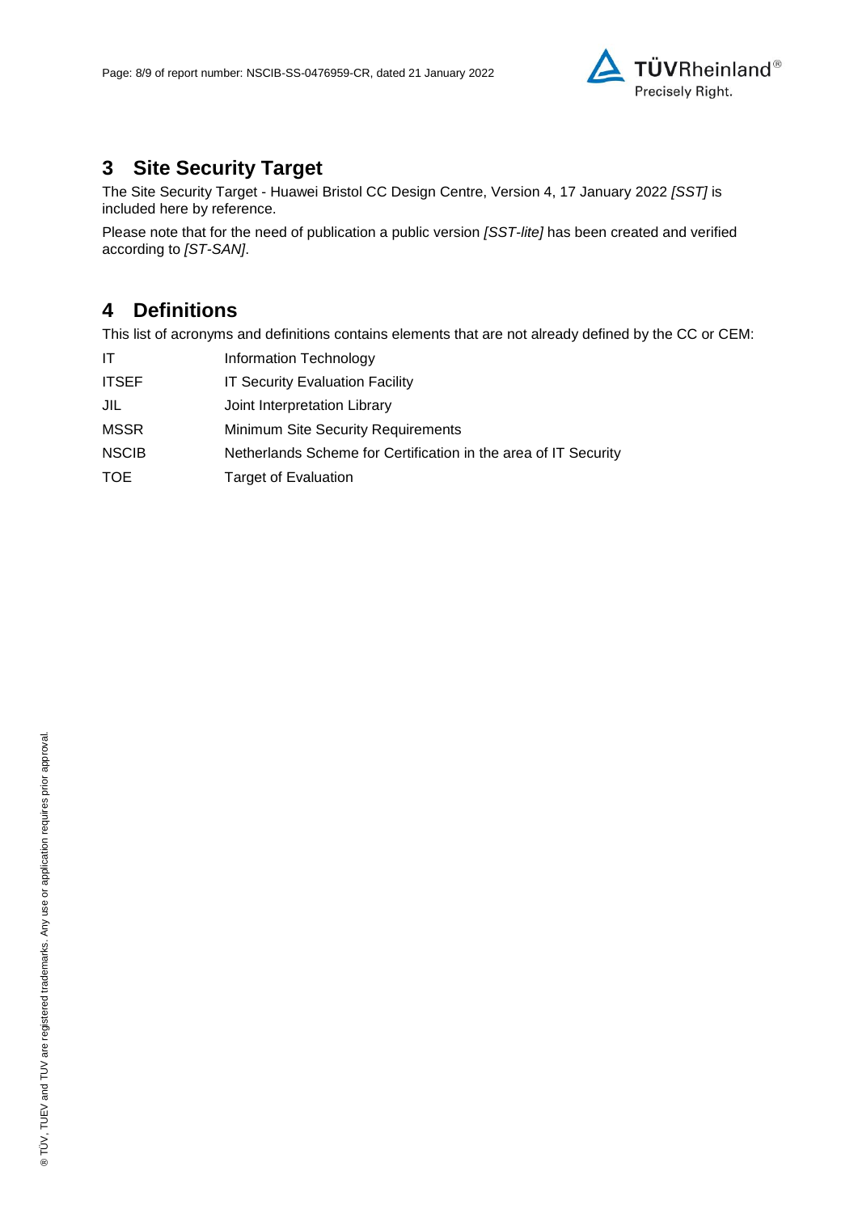## 3 Site Security Target

The Site Security Target - Huawei Bristol CC Design Centre, Version 4, 17 January 2022 *[SST]* is included here by reference.

Please note that for the need of publication a public version *[SST-lite]* has been created and verified according to *[ST-SAN]*.

## 4 Definitions

This list of acronyms and definitions contains elements that are not already defined by the CC or CEM:

| | |
|---|---|
| IT | Information Technology |
| ITSEF | IT Security Evaluation Facility |
| JIL | Joint Interpretation Library |
| MSSR | Minimum Site Security Requirements |
| NSCIB | Netherlands Scheme for Certification in the area of IT Security |
| TOE | Target of Evaluation |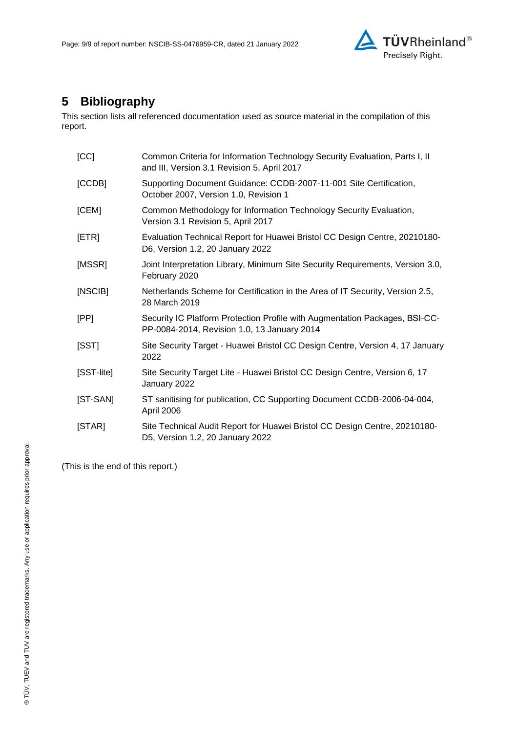# 5 Bibliography

This section lists all referenced documentation used as source material in the compilation of this report.

| | |
|---|---|
| [CC] | Common Criteria for Information Technology Security Evaluation, Parts I, II and III, Version 3.1 Revision 5, April 2017 |
| [CCDB] | Supporting Document Guidance: CCDB-2007-11-001 Site Certification, October 2007, Version 1.0, Revision 1 |
| [CEM] | Common Methodology for Information Technology Security Evaluation, Version 3.1 Revision 5, April 2017 |
| [ETR] | Evaluation Technical Report for Huawei Bristol CC Design Centre, 20210180-D6, Version 1.2, 20 January 2022 |
| [MSSR] | Joint Interpretation Library, Minimum Site Security Requirements, Version 3.0, February 2020 |
| [NSCIB] | Netherlands Scheme for Certification in the Area of IT Security, Version 2.5, 28 March 2019 |
| [PP] | Security IC Platform Protection Profile with Augmentation Packages, BSI-CC-PP-0084-2014, Revision 1.0, 13 January 2014 |
| [SST] | Site Security Target - Huawei Bristol CC Design Centre, Version 4, 17 January 2022 |
| [SST-lite] | Site Security Target Lite - Huawei Bristol CC Design Centre, Version 6, 17 January 2022 |
| [ST-SAN] | ST sanitising for publication, CC Supporting Document CCDB-2006-04-004, April 2006 |
| [STAR] | Site Technical Audit Report for Huawei Bristol CC Design Centre, 20210180-D5, Version 1.2, 20 January 2022 |

(This is the end of this report.)